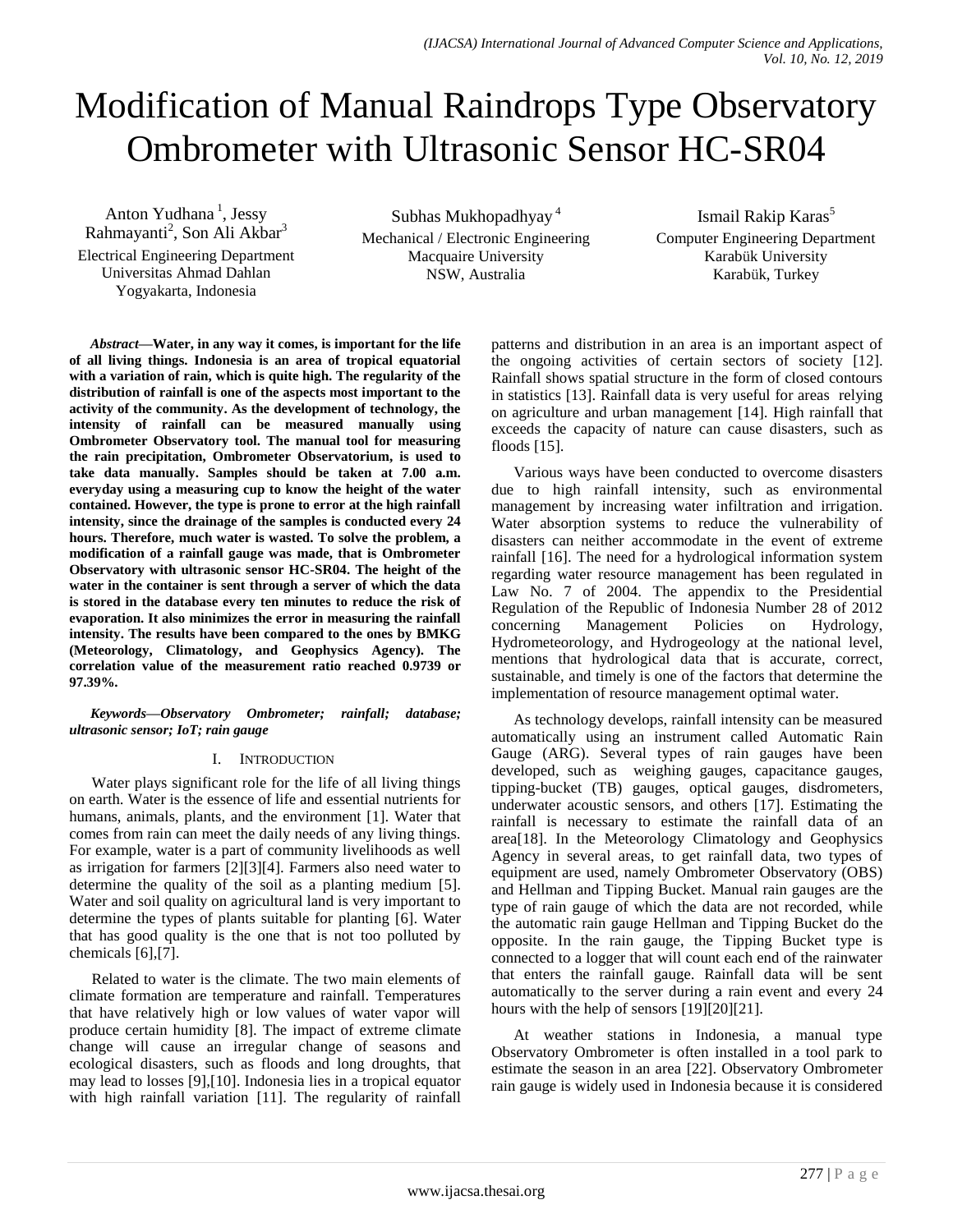# Modification of Manual Raindrops Type Observatory Ombrometer with Ultrasonic Sensor HC-SR04

Anton Yudhana [1], Jessy Rahmayanti[2], Son Ali Akbar[3]
Electrical Engineering Department
Universitas Ahmad Dahlan
Yogyakarta, Indonesia

Subhas Mukhopadhyay [4]
Mechanical / Electronic Engineering
Macquaire University
NSW, Australia

Ismail Rakip Karas[5]
Computer Engineering Department
Karabük University
Karabük, Turkey

***Abstract*—Water, in any way it comes, is important for the life of all living things. Indonesia is an area of tropical equatorial with a variation of rain, which is quite high. The regularity of the distribution of rainfall is one of the aspects most important to the activity of the community. As the development of technology, the intensity of rainfall can be measured manually using Ombrometer Observatory tool. The manual tool for measuring the rain precipitation, Ombrometer Observatorium, is used to take data manually. Samples should be taken at 7.00 a.m. everyday using a measuring cup to know the height of the water contained. However, the type is prone to error at the high rainfall intensity, since the drainage of the samples is conducted every 24 hours. Therefore, much water is wasted. To solve the problem, a modification of a rainfall gauge was made, that is Ombrometer Observatory with ultrasonic sensor HC-SR04. The height of the water in the container is sent through a server of which the data is stored in the database every ten minutes to reduce the risk of evaporation. It also minimizes the error in measuring the rainfall intensity. The results have been compared to the ones by BMKG (Meteorology, Climatology, and Geophysics Agency). The correlation value of the measurement ratio reached 0.9739 or 97.39%.**

***Keywords*—*Observatory Ombrometer; rainfall; database; ultrasonic sensor; IoT; rain gauge***

## I. INTRODUCTION

Water plays significant role for the life of all living things on earth. Water is the essence of life and essential nutrients for humans, animals, plants, and the environment [1]. Water that comes from rain can meet the daily needs of any living things. For example, water is a part of community livelihoods as well as irrigation for farmers [2][3][4]. Farmers also need water to determine the quality of the soil as a planting medium [5]. Water and soil quality on agricultural land is very important to determine the types of plants suitable for planting [6]. Water that has good quality is the one that is not too polluted by chemicals [6],[7].

Related to water is the climate. The two main elements of climate formation are temperature and rainfall. Temperatures that have relatively high or low values of water vapor will produce certain humidity [8]. The impact of extreme climate change will cause an irregular change of seasons and ecological disasters, such as floods and long droughts, that may lead to losses [9],[10]. Indonesia lies in a tropical equator with high rainfall variation [11]. The regularity of rainfall patterns and distribution in an area is an important aspect of the ongoing activities of certain sectors of society [12]. Rainfall shows spatial structure in the form of closed contours in statistics [13]. Rainfall data is very useful for areas relying on agriculture and urban management [14]. High rainfall that exceeds the capacity of nature can cause disasters, such as floods [15].

Various ways have been conducted to overcome disasters due to high rainfall intensity, such as environmental management by increasing water infiltration and irrigation. Water absorption systems to reduce the vulnerability of disasters can neither accommodate in the event of extreme rainfall [16]. The need for a hydrological information system regarding water resource management has been regulated in Law No. 7 of 2004. The appendix to the Presidential Regulation of the Republic of Indonesia Number 28 of 2012 concerning Management Policies on Hydrology, Hydrometeorology, and Hydrogeology at the national level, mentions that hydrological data that is accurate, correct, sustainable, and timely is one of the factors that determine the implementation of resource management optimal water.

As technology develops, rainfall intensity can be measured automatically using an instrument called Automatic Rain Gauge (ARG). Several types of rain gauges have been developed, such as weighing gauges, capacitance gauges, tipping-bucket (TB) gauges, optical gauges, disdrometers, underwater acoustic sensors, and others [17]. Estimating the rainfall is necessary to estimate the rainfall data of an area[18]. In the Meteorology Climatology and Geophysics Agency in several areas, to get rainfall data, two types of equipment are used, namely Ombrometer Observatory (OBS) and Hellman and Tipping Bucket. Manual rain gauges are the type of rain gauge of which the data are not recorded, while the automatic rain gauge Hellman and Tipping Bucket do the opposite. In the rain gauge, the Tipping Bucket type is connected to a logger that will count each end of the rainwater that enters the rainfall gauge. Rainfall data will be sent automatically to the server during a rain event and every 24 hours with the help of sensors [19][20][21].

At weather stations in Indonesia, a manual type Observatory Ombrometer is often installed in a tool park to estimate the season in an area [22]. Observatory Ombrometer rain gauge is widely used in Indonesia because it is considered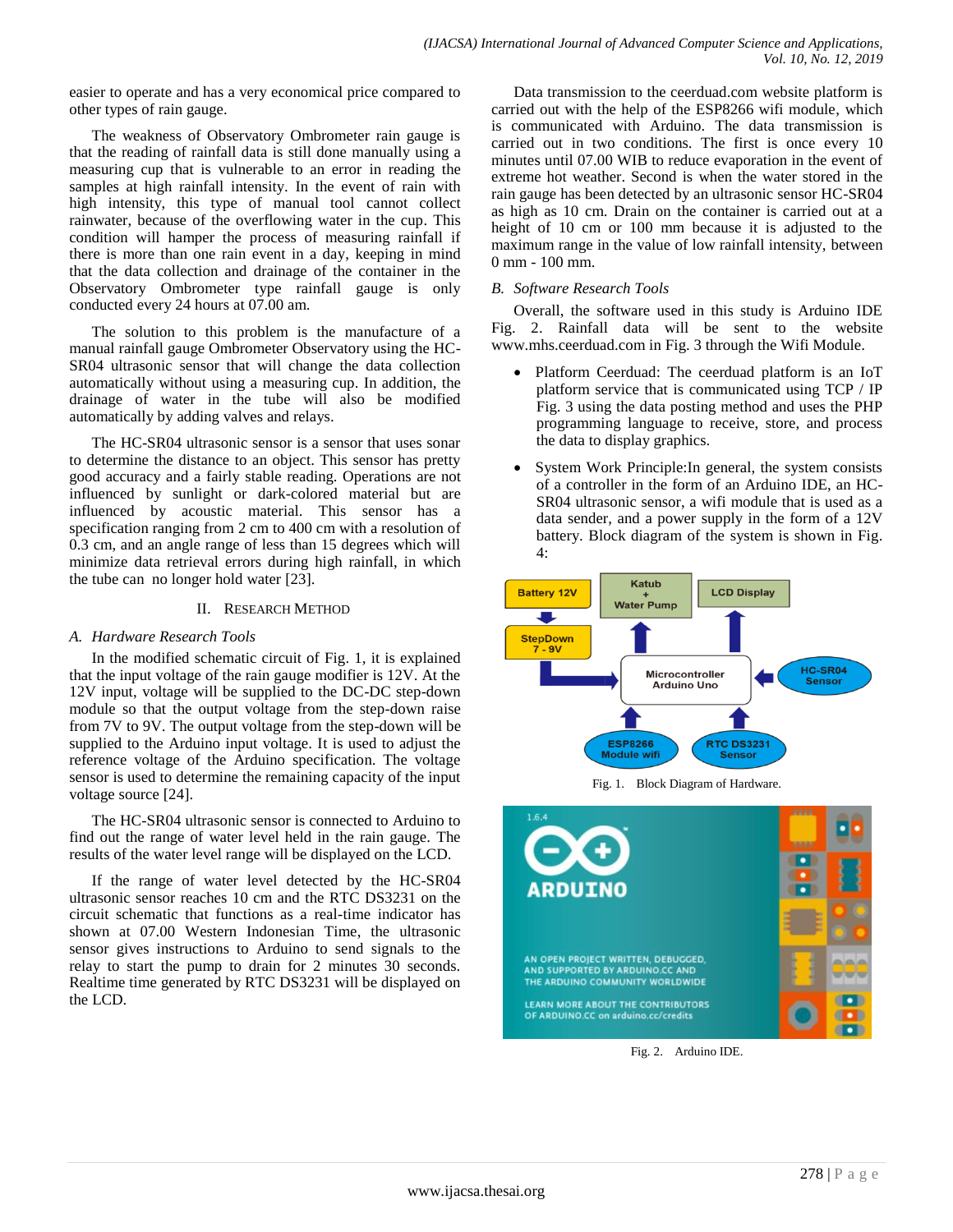easier to operate and has a very economical price compared to other types of rain gauge.

The weakness of Observatory Ombrometer rain gauge is that the reading of rainfall data is still done manually using a measuring cup that is vulnerable to an error in reading the samples at high rainfall intensity. In the event of rain with high intensity, this type of manual tool cannot collect rainwater, because of the overflowing water in the cup. This condition will hamper the process of measuring rainfall if there is more than one rain event in a day, keeping in mind that the data collection and drainage of the container in the Observatory Ombrometer type rainfall gauge is only conducted every 24 hours at 07.00 am.

The solution to this problem is the manufacture of a manual rainfall gauge Ombrometer Observatory using the HC-SR04 ultrasonic sensor that will change the data collection automatically without using a measuring cup. In addition, the drainage of water in the tube will also be modified automatically by adding valves and relays.

The HC-SR04 ultrasonic sensor is a sensor that uses sonar to determine the distance to an object. This sensor has pretty good accuracy and a fairly stable reading. Operations are not influenced by sunlight or dark-colored material but are influenced by acoustic material. This sensor has a specification ranging from 2 cm to 400 cm with a resolution of 0.3 cm, and an angle range of less than 15 degrees which will minimize data retrieval errors during high rainfall, in which the tube can no longer hold water [23].

## II. Research Method

### A. Hardware Research Tools

In the modified schematic circuit of Fig. 1, it is explained that the input voltage of the rain gauge modifier is 12V. At the 12V input, voltage will be supplied to the DC-DC step-down module so that the output voltage from the step-down raise from 7V to 9V. The output voltage from the step-down will be supplied to the Arduino input voltage. It is used to adjust the reference voltage of the Arduino specification. The voltage sensor is used to determine the remaining capacity of the input voltage source [24].

The HC-SR04 ultrasonic sensor is connected to Arduino to find out the range of water level held in the rain gauge. The results of the water level range will be displayed on the LCD.

If the range of water level detected by the HC-SR04 ultrasonic sensor reaches 10 cm and the RTC DS3231 on the circuit schematic that functions as a real-time indicator has shown at 07.00 Western Indonesian Time, the ultrasonic sensor gives instructions to Arduino to send signals to the relay to start the pump to drain for 2 minutes 30 seconds. Realtime time generated by RTC DS3231 will be displayed on the LCD.

Data transmission to the ceerduad.com website platform is carried out with the help of the ESP8266 wifi module, which is communicated with Arduino. The data transmission is carried out in two conditions. The first is once every 10 minutes until 07.00 WIB to reduce evaporation in the event of extreme hot weather. Second is when the water stored in the rain gauge has been detected by an ultrasonic sensor HC-SR04 as high as 10 cm. Drain on the container is carried out at a height of 10 cm or 100 mm because it is adjusted to the maximum range in the value of low rainfall intensity, between 0 mm - 100 mm.

### B. Software Research Tools

Overall, the software used in this study is Arduino IDE Fig. 2. Rainfall data will be sent to the website www.mhs.ceerduad.com in Fig. 3 through the Wifi Module.

- Platform Ceerduad: The ceerduad platform is an IoT platform service that is communicated using TCP / IP Fig. 3 using the data posting method and uses the PHP programming language to receive, store, and process the data to display graphics.
- System Work Principle:In general, the system consists of a controller in the form of an Arduino IDE, an HC-SR04 ultrasonic sensor, a wifi module that is used as a data sender, and a power supply in the form of a 12V battery. Block diagram of the system is shown in Fig. 4:

Fig. 1. Block Diagram of Hardware.

Fig. 2. Arduino IDE.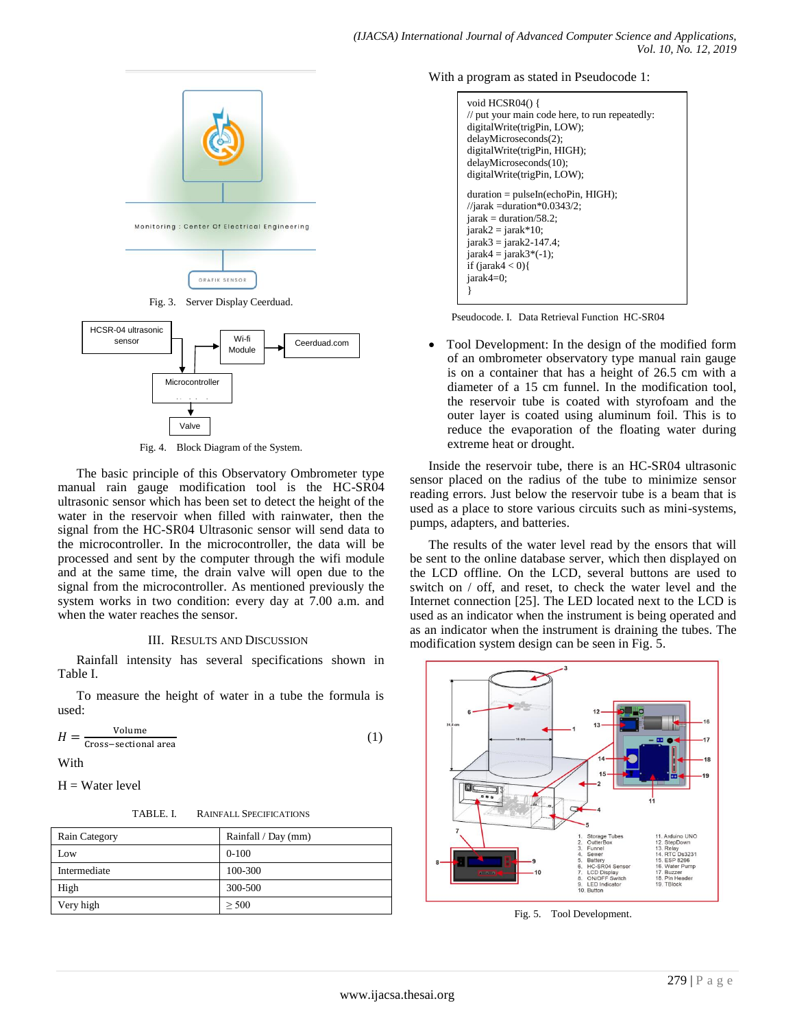Fig. 3. Server Display Ceerduad.

Fig. 4. Block Diagram of the System.

The basic principle of this Observatory Ombrometer type manual rain gauge modification tool is the HC-SR04 ultrasonic sensor which has been set to detect the height of the water in the reservoir when filled with rainwater, then the signal from the HC-SR04 Ultrasonic sensor will send data to the microcontroller. In the microcontroller, the data will be processed and sent by the computer through the wifi module and at the same time, the drain valve will open due to the signal from the microcontroller. As mentioned previously the system works in two condition: every day at 7.00 a.m. and when the water reaches the sensor.

## III. Results and Discussion

Rainfall intensity has several specifications shown in Table I.

To measure the height of water in a tube the formula is used:

$$H = \frac{\text{Volume}}{\text{Cross-sectional area}} \quad (1)$$

With

H = Water level

TABLE. I. Rainfall Specifications

| Rain Category | Rainfall / Day (mm) |
|---|---|
| Low | 0-100 |
| Intermediate | 100-300 |
| High | 300-500 |
| Very high | $\geq 500$ |

With a program as stated in Pseudocode 1:

```
void HCSR04() {
// put your main code here, to run repeatedly:
digitalWrite(trigPin, LOW);
delayMicroseconds(2);
digitalWrite(trigPin, HIGH);
delayMicroseconds(10);
digitalWrite(trigPin, LOW);

duration = pulseIn(echoPin, HIGH);
//jarak =duration*0.0343/2;
jarak = duration/58.2;
jarak2 = jarak*10;
jarak3 = jarak2-147.4;
jarak4 = jarak3*(-1);
if (jarak4 < 0){
jarak4=0;
}
```

Pseudocode. I. Data Retrieval Function HC-SR04

- Tool Development: In the design of the modified form of an ombrometer observatory type manual rain gauge is on a container that has a height of 26.5 cm with a diameter of a 15 cm funnel. In the modification tool, the reservoir tube is coated with styrofoam and the outer layer is coated using aluminum foil. This is to reduce the evaporation of the floating water during extreme heat or drought.

Inside the reservoir tube, there is an HC-SR04 ultrasonic sensor placed on the radius of the tube to minimize sensor reading errors. Just below the reservoir tube is a beam that is used as a place to store various circuits such as mini-systems, pumps, adapters, and batteries.

The results of the water level read by the ensors that will be sent to the online database server, which then displayed on the LCD offline. On the LCD, several buttons are used to switch on / off, and reset, to check the water level and the Internet connection [25]. The LED located next to the LCD is used as an indicator when the instrument is being operated and as an indicator when the instrument is draining the tubes. The modification system design can be seen in Fig. 5.

Fig. 5. Tool Development.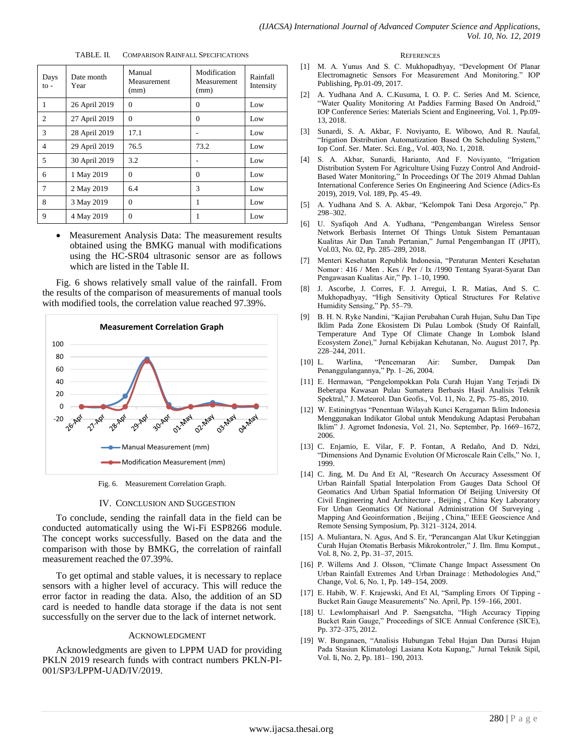TABLE. II. COMPARISON RAINFALL SPECIFICATIONS

| Days to - | Date month Year | Manual Measurement (mm) | Modification Measurement (mm) | Rainfall Intensity |
|---|---|---|---|---|
| 1 | 26 April 2019 | 0 | 0 | Low |
| 2 | 27 April 2019 | 0 | 0 | Low |
| 3 | 28 April 2019 | 17.1 | - | Low |
| 4 | 29 April 2019 | 76.5 | 73.2 | Low |
| 5 | 30 April 2019 | 3.2 | - | Low |
| 6 | 1 May 2019 | 0 | 0 | Low |
| 7 | 2 May 2019 | 6.4 | 3 | Low |
| 8 | 3 May 2019 | 0 | 1 | Low |
| 9 | 4 May 2019 | 0 | 1 | Low |

- Measurement Analysis Data: The measurement results obtained using the BMKG manual with modifications using the HC-SR04 ultrasonic sensor are as follows which are listed in the Table II.

Fig. 6 shows relatively small value of the rainfall. From the results of the comparison of measurements of manual tools with modified tools, the correlation value reached 97.39%.

Fig. 6. Measurement Correlation Graph.

## IV. CONCLUSION AND SUGGESTION

To conclude, sending the rainfall data in the field can be conducted automatically using the Wi-Fi ESP8266 module. The concept works successfully. Based on the data and the comparison with those by BMKG, the correlation of rainfall measurement reached the 07.39%.

To get optimal and stable values, it is necessary to replace sensors with a higher level of accuracy. This will reduce the error factor in reading the data. Also, the addition of an SD card is needed to handle data storage if the data is not sent successfully on the server due to the lack of internet network.

## ACKNOWLEDGMENT

Acknowledgments are given to LPPM UAD for providing PKLN 2019 research funds with contract numbers PKLN-PI-001/SP3/LPPM-UAD/IV/2019.

## REFERENCES

[1] M. A. Yunus And S. C. Mukhopadhyay, "Development Of Planar Electromagnetic Sensors For Measurement And Monitoring." IOP Publishing, Pp.01-09, 2017.

[2] A. Yudhana And A. C.Kusuma, I. O. P. C. Series And M. Science, "Water Quality Monitoring At Paddies Farming Based On Android," IOP Conference Series: Materials Scient and Engineering, Vol. 1, Pp.09-13, 2018.

[3] Sunardi, S. A. Akbar, F. Noviyanto, E. Wibowo, And R. Naufal, "Irigation Distribution Automatization Based On Scheduling System," Iop Conf. Ser. Mater. Sci. Eng., Vol. 403, No. 1, 2018.

[4] S. A. Akbar, Sunardi, Harianto, And F. Noviyanto, "Irrigation Distribution System For Agriculture Using Fuzzy Control And Android-Based Water Monitoring," In Proceedings Of The 2019 Ahmad Dahlan International Conference Series On Engineering And Science (Adics-Es 2019), 2019, Vol. 189, Pp. 45–49.

[5] A. Yudhana And S. A. Akbar, "Kelompok Tani Desa Argorejo," Pp. 298–302.

[6] U. Syafiqoh And A. Yudhana, "Pengembangan Wireless Sensor Network Berbasis Internet Of Things Untuk Sistem Pemantauan Kualitas Air Dan Tanah Pertanian," Jurnal Pengembangan IT (JPIT), Vol.03, No. 02, Pp. 285–289, 2018.

[7] Menteri Kesehatan Republik Indonesia, "Peraturan Menteri Kesehatan Nomor : 416 / Men . Kes / Per / Ix /1990 Tentang Syarat-Syarat Dan Pengawasan Kualitas Air," Pp. 1–10, 1990.

[8] J. Ascorbe, J. Corres, F. J. Arregui, I. R. Matias, And S. C. Mukhopadhyay, "High Sensitivity Optical Structures For Relative Humidity Sensing," Pp. 55–79.

[9] B. H. N. Ryke Nandini, "Kajian Perubahan Curah Hujan, Suhu Dan Tipe Iklim Pada Zone Ekosistem Di Pulau Lombok (Study Of Rainfall, Temperature And Type Of Climate Change In Lombok Island Ecosystem Zone)," Jurnal Kebijakan Kehutanan, No. August 2017, Pp. 228–244, 2011.

[10] L. Warlina, "Pencemaran Air: Sumber, Dampak Dan Penanggulangannya," Pp. 1–26, 2004.

[11] E. Hermawan, "Pengelompokkan Pola Curah Hujan Yang Terjadi Di Beberapa Kawasan Pulau Sumatera Berbasis Hasil Analisis Teknik Spektral," J. Meteorol. Dan Geofis., Vol. 11, No. 2, Pp. 75–85, 2010.

[12] W. Estiningtyas "Penentuan Wilayah Kunci Keragaman Iklim Indonesia Menggunakan Indikator Global untuk Mendukung Adaptasi Perubahan Iklim" J. Agromet Indonesia, Vol. 21, No. September, Pp. 1669–1672, 2006.

[13] C. Enjamio, E. Vilar, F. P. Fontan, A Redaño, And D. Ndzi, "Dimensions And Dynamic Evolution Of Microscale Rain Cells," No. 1, 1999.

[14] C. Jing, M. Du And Et Al, "Research On Accuracy Assessment Of Urban Rainfall Spatial Interpolation From Gauges Data School Of Geomatics And Urban Spatial Information Of Beijing University Of Civil Engineering And Architecture , Beijing , China Key Laboratory For Urban Geomatics Of National Administration Of Surveying , Mapping And Geoinformation , Beijing , China," IEEE Geoscience And Remote Sensing Symposium, Pp. 3121–3124, 2014.

[15] A. Muliantara, N. Agus, And S. Er, "Perancangan Alat Ukur Ketinggian Curah Hujan Otomatis Berbasis Mikrokontroler," J. Ilm. Ilmu Komput., Vol. 8, No. 2, Pp. 31–37, 2015.

[16] P. Willems And J. Olsson, "Climate Change Impact Assessment On Urban Rainfall Extremes And Urban Drainage : Methodologies And," Change, Vol. 6, No. 1, Pp. 149–154, 2009.

[17] E. Habib, W. F. Krajewski, And Et Al, "Sampling Errors Of Tipping - Bucket Rain Gauge Measurements" No. April, Pp. 159–166, 2001.

[18] U. Lewlomphaisarl And P. Saengsatcha, "High Accuracy Tipping Bucket Rain Gauge," Proceedings of SICE Annual Conference (SICE), Pp. 372–375, 2012.

[19] W. Bunganaen, "Analisis Hubungan Tebal Hujan Dan Durasi Hujan Pada Stasiun Klimatologi Lasiana Kota Kupang," Jurnal Teknik Sipil, Vol. Ii, No. 2, Pp. 181– 190, 2013.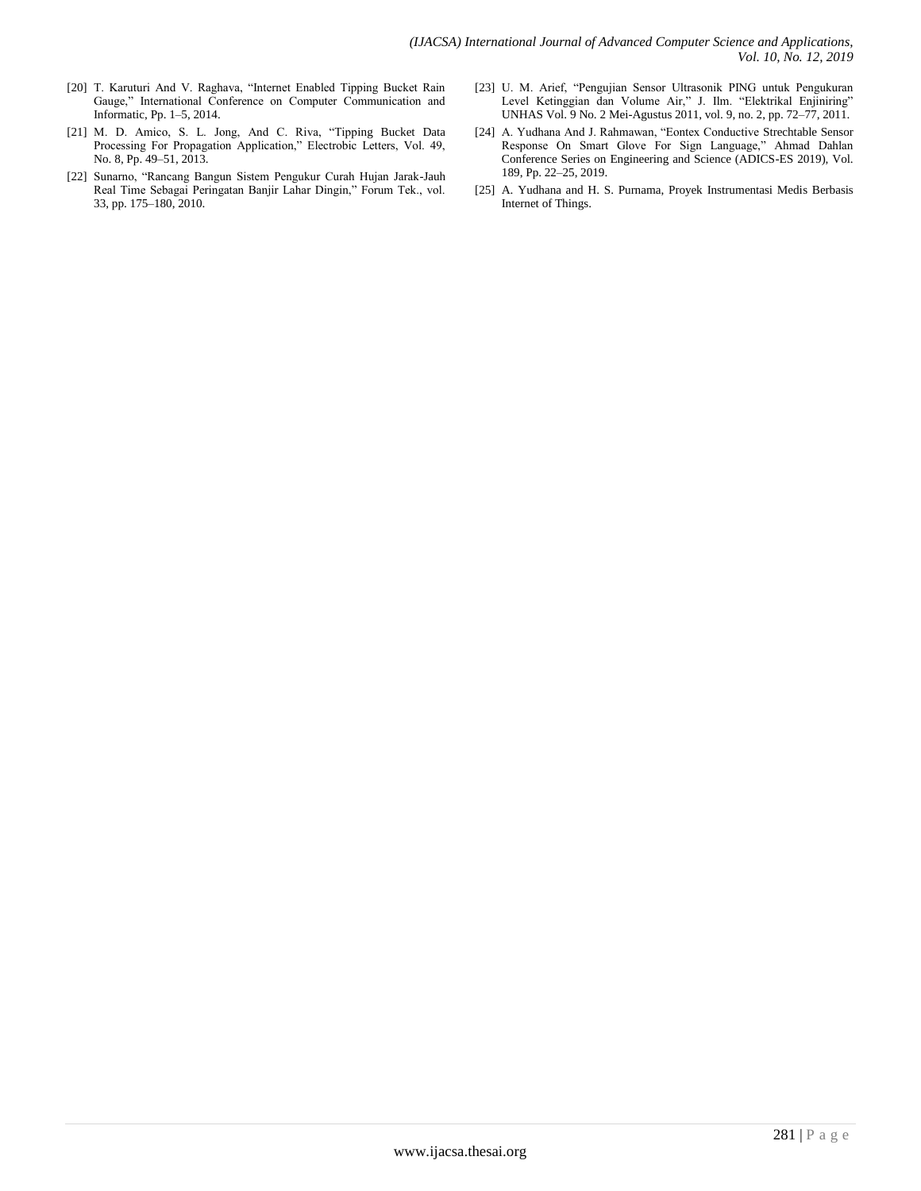[20] T. Karuturi And V. Raghava, “Internet Enabled Tipping Bucket Rain Gauge,” International Conference on Computer Communication and Informatic, Pp. 1–5, 2014.

[21] M. D. Amico, S. L. Jong, And C. Riva, “Tipping Bucket Data Processing For Propagation Application,” Electrobic Letters, Vol. 49, No. 8, Pp. 49–51, 2013.

[22] Sunarno, “Rancang Bangun Sistem Pengukur Curah Hujan Jarak-Jauh Real Time Sebagai Peringatan Banjir Lahar Dingin,” Forum Tek., vol. 33, pp. 175–180, 2010.

[23] U. M. Arief, “Pengujian Sensor Ultrasonik PING untuk Pengukuran Level Ketinggian dan Volume Air,” J. Ilm. “Elektrikal Enjiniring” UNHAS Vol. 9 No. 2 Mei-Agustus 2011, vol. 9, no. 2, pp. 72–77, 2011.

[24] A. Yudhana And J. Rahmawan, “Eontex Conductive Strechtable Sensor Response On Smart Glove For Sign Language,” Ahmad Dahlan Conference Series on Engineering and Science (ADICS-ES 2019), Vol. 189, Pp. 22–25, 2019.

[25] A. Yudhana and H. S. Purnama, Proyek Instrumentasi Medis Berbasis Internet of Things.